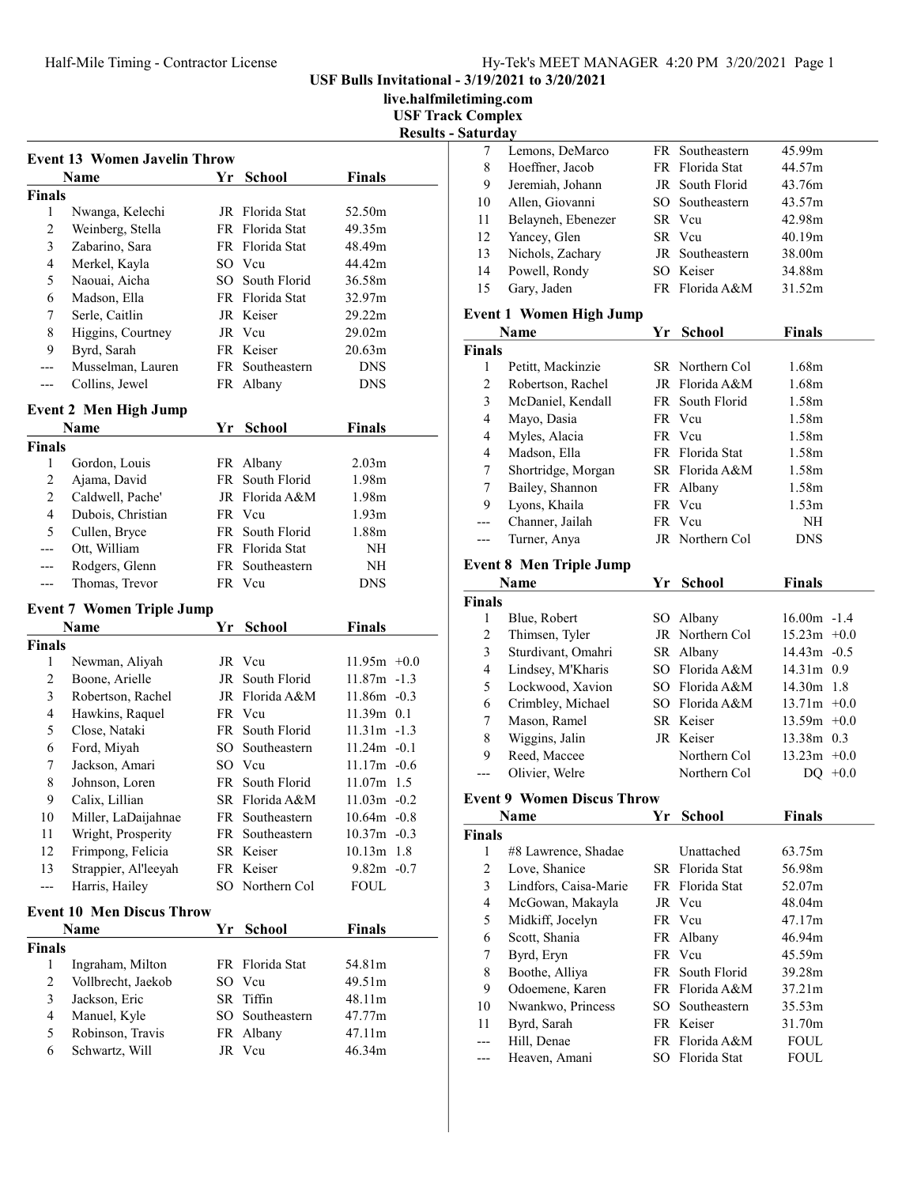USF Bulls Invitational - 3/19/2021 to 3/20/2021

live.halfmiletiming.com

USF Track Complex

Results - Saturday

## Event 13 Women Javelin Throw

| | Name | Yr | School | Finals |
|---|---|---|---|---|
| **Finals** | | | | |
| 1 | Nwanga, Kelechi | JR | Florida Stat | 52.50m |
| 2 | Weinberg, Stella | FR | Florida Stat | 49.35m |
| 3 | Zabarino, Sara | FR | Florida Stat | 48.49m |
| 4 | Merkel, Kayla | SO | Vcu | 44.42m |
| 5 | Naouai, Aicha | SO | South Florid | 36.58m |
| 6 | Madson, Ella | FR | Florida Stat | 32.97m |
| 7 | Serle, Caitlin | JR | Keiser | 29.22m |
| 8 | Higgins, Courtney | JR | Vcu | 29.02m |
| 9 | Byrd, Sarah | FR | Keiser | 20.63m |
| --- | Musselman, Lauren | FR | Southeastern | DNS |
| --- | Collins, Jewel | FR | Albany | DNS |

## Event 2 Men High Jump

| | Name | Yr | School | Finals |
|---|---|---|---|---|
| **Finals** | | | | |
| 1 | Gordon, Louis | FR | Albany | 2.03m |
| 2 | Ajama, David | FR | South Florid | 1.98m |
| 2 | Caldwell, Pache' | JR | Florida A&M | 1.98m |
| 4 | Dubois, Christian | FR | Vcu | 1.93m |
| 5 | Cullen, Bryce | FR | South Florid | 1.88m |
| --- | Ott, William | FR | Florida Stat | NH |
| --- | Rodgers, Glenn | FR | Southeastern | NH |
| --- | Thomas, Trevor | FR | Vcu | DNS |

## Event 7 Women Triple Jump

| | Name | Yr | School | Finals | |
|---|---|---|---|---|---|
| **Finals** | | | | | |
| 1 | Newman, Aliyah | JR | Vcu | 11.95m | +0.0 |
| 2 | Boone, Arielle | JR | South Florid | 11.87m | -1.3 |
| 3 | Robertson, Rachel | JR | Florida A&M | 11.86m | -0.3 |
| 4 | Hawkins, Raquel | FR | Vcu | 11.39m | 0.1 |
| 5 | Close, Nataki | FR | South Florid | 11.31m | -1.3 |
| 6 | Ford, Miyah | SO | Southeastern | 11.24m | -0.1 |
| 7 | Jackson, Amari | SO | Vcu | 11.17m | -0.6 |
| 8 | Johnson, Loren | FR | South Florid | 11.07m | 1.5 |
| 9 | Calix, Lillian | SR | Florida A&M | 11.03m | -0.2 |
| 10 | Miller, LaDaijahnae | FR | Southeastern | 10.64m | -0.8 |
| 11 | Wright, Prosperity | FR | Southeastern | 10.37m | -0.3 |
| 12 | Frimpong, Felicia | SR | Keiser | 10.13m | 1.8 |
| 13 | Strappier, Al'leeyah | FR | Keiser | 9.82m | -0.7 |
| --- | Harris, Hailey | SO | Northern Col | FOUL | |

## Event 10 Men Discus Throw

| | Name | Yr | School | Finals |
|---|---|---|---|---|
| **Finals** | | | | |
| 1 | Ingraham, Milton | FR | Florida Stat | 54.81m |
| 2 | Vollbrecht, Jaekob | SO | Vcu | 49.51m |
| 3 | Jackson, Eric | SR | Tiffin | 48.11m |
| 4 | Manuel, Kyle | SO | Southeastern | 47.77m |
| 5 | Robinson, Travis | FR | Albany | 47.11m |
| 6 | Schwartz, Will | JR | Vcu | 46.34m |
| 7 | Lemons, DeMarco | FR | Southeastern | 45.99m |
| 8 | Hoeffner, Jacob | FR | Florida Stat | 44.57m |
| 9 | Jeremiah, Johann | JR | South Florid | 43.76m |
| 10 | Allen, Giovanni | SO | Southeastern | 43.57m |
| 11 | Belayneh, Ebenezer | SR | Vcu | 42.98m |
| 12 | Yancey, Glen | SR | Vcu | 40.19m |
| 13 | Nichols, Zachary | JR | Southeastern | 38.00m |
| 14 | Powell, Rondy | SO | Keiser | 34.88m |
| 15 | Gary, Jaden | FR | Florida A&M | 31.52m |

## Event 1 Women High Jump

| | Name | Yr | School | Finals |
|---|---|---|---|---|
| **Finals** | | | | |
| 1 | Petitt, Mackinzie | SR | Northern Col | 1.68m |
| 2 | Robertson, Rachel | JR | Florida A&M | 1.68m |
| 3 | McDaniel, Kendall | FR | South Florid | 1.58m |
| 4 | Mayo, Dasia | FR | Vcu | 1.58m |
| 4 | Myles, Alacia | FR | Vcu | 1.58m |
| 4 | Madson, Ella | FR | Florida Stat | 1.58m |
| 7 | Shortridge, Morgan | SR | Florida A&M | 1.58m |
| 7 | Bailey, Shannon | FR | Albany | 1.58m |
| 9 | Lyons, Khaila | FR | Vcu | 1.53m |
| --- | Channer, Jailah | FR | Vcu | NH |
| --- | Turner, Anya | JR | Northern Col | DNS |

## Event 8 Men Triple Jump

| | Name | Yr | School | Finals | |
|---|---|---|---|---|---|
| **Finals** | | | | | |
| 1 | Blue, Robert | SO | Albany | 16.00m | -1.4 |
| 2 | Thimsen, Tyler | JR | Northern Col | 15.23m | +0.0 |
| 3 | Sturdivant, Omahri | SR | Albany | 14.43m | -0.5 |
| 4 | Lindsey, M'Kharis | SO | Florida A&M | 14.31m | 0.9 |
| 5 | Lockwood, Xavion | SO | Florida A&M | 14.30m | 1.8 |
| 6 | Crimbley, Michael | SO | Florida A&M | 13.71m | +0.0 |
| 7 | Mason, Ramel | SR | Keiser | 13.59m | +0.0 |
| 8 | Wiggins, Jalin | JR | Keiser | 13.38m | 0.3 |
| 9 | Reed, Maccee | | Northern Col | 13.23m | +0.0 |
| --- | Olivier, Welre | | Northern Col | DQ | +0.0 |

## Event 9 Women Discus Throw

| | Name | Yr | School | Finals |
|---|---|---|---|---|
| **Finals** | | | | |
| 1 | #8 Lawrence, Shadae | | Unattached | 63.75m |
| 2 | Love, Shanice | SR | Florida Stat | 56.98m |
| 3 | Lindfors, Caisa-Marie | FR | Florida Stat | 52.07m |
| 4 | McGowan, Makayla | JR | Vcu | 48.04m |
| 5 | Midkiff, Jocelyn | FR | Vcu | 47.17m |
| 6 | Scott, Shania | FR | Albany | 46.94m |
| 7 | Byrd, Eryn | FR | Vcu | 45.59m |
| 8 | Boothe, Alliya | FR | South Florid | 39.28m |
| 9 | Odoemene, Karen | FR | Florida A&M | 37.21m |
| 10 | Nwankwo, Princess | SO | Southeastern | 35.53m |
| 11 | Byrd, Sarah | FR | Keiser | 31.70m |
| --- | Hill, Denae | FR | Florida A&M | FOUL |
| --- | Heaven, Amani | SO | Florida Stat | FOUL |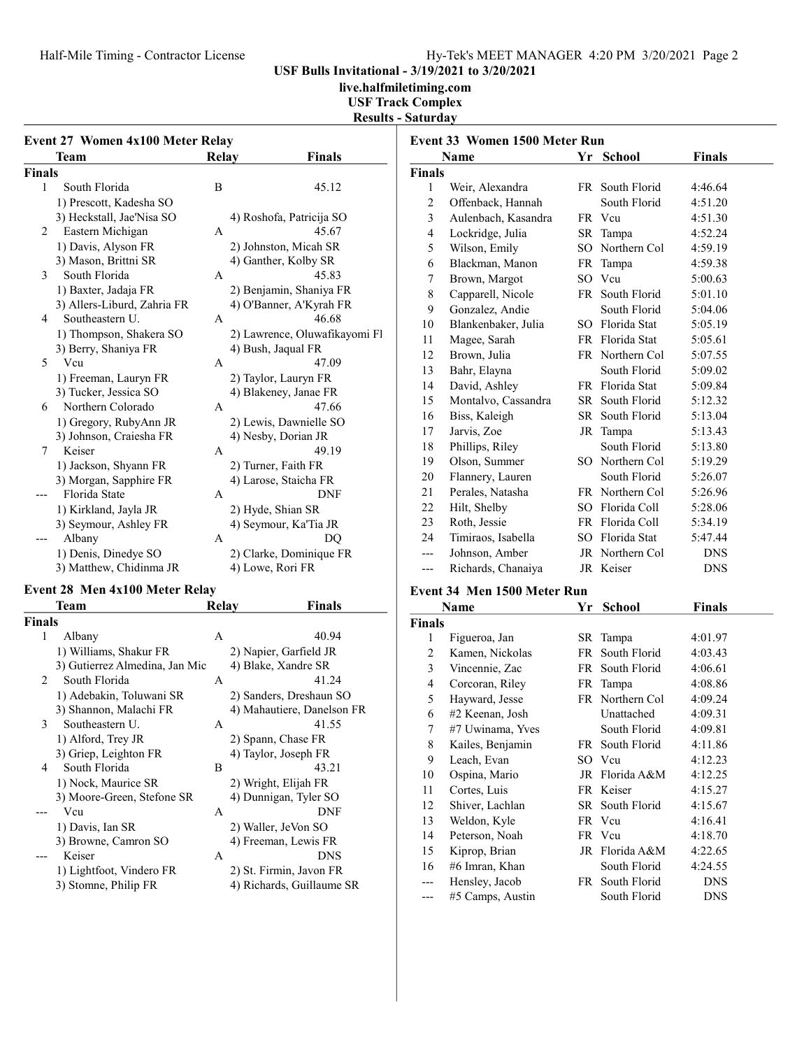USF Bulls Invitational - 3/19/2021 to 3/20/2021
live.halfmiletiming.com
USF Track Complex
Results - Saturday

## Event 27 Women 4x100 Meter Relay

| | Team | Relay | Finals |
|---|---|---|---|
| **Finals** | | | |
| 1 | South Florida | B | 45.12 |
| | 1) Prescott, Kadesha SO | | |
| | 3) Heckstall, Jae'Nisa SO | 4) Roshofa, Patricija SO | |
| 2 | Eastern Michigan | A | 45.67 |
| | 1) Davis, Alyson FR | 2) Johnston, Micah SR | |
| | 3) Mason, Brittni SR | 4) Ganther, Kolby SR | |
| 3 | South Florida | A | 45.83 |
| | 1) Baxter, Jadaja FR | 2) Benjamin, Shaniya FR | |
| | 3) Allers-Liburd, Zahria FR | 4) O'Banner, A'Kyrah FR | |
| 4 | Southeastern U. | A | 46.68 |
| | 1) Thompson, Shakera SO | 2) Lawrence, Oluwafikayomi Fl | |
| | 3) Berry, Shaniya FR | 4) Bush, Jaqual FR | |
| 5 | Vcu | A | 47.09 |
| | 1) Freeman, Lauryn FR | 2) Taylor, Lauryn FR | |
| | 3) Tucker, Jessica SO | 4) Blakeney, Janae FR | |
| 6 | Northern Colorado | A | 47.66 |
| | 1) Gregory, RubyAnn JR | 2) Lewis, Dawnielle SO | |
| | 3) Johnson, Craiesha FR | 4) Nesby, Dorian JR | |
| 7 | Keiser | A | 49.19 |
| | 1) Jackson, Shyann FR | 2) Turner, Faith FR | |
| | 3) Morgan, Sapphire FR | 4) Larose, Staicha FR | |
| --- | Florida State | A | DNF |
| | 1) Kirkland, Jayla JR | 2) Hyde, Shian SR | |
| | 3) Seymour, Ashley FR | 4) Seymour, Ka'Tia JR | |
| --- | Albany | A | DQ |
| | 1) Denis, Dinedye SO | 2) Clarke, Dominique FR | |
| | 3) Matthew, Chidinma JR | 4) Lowe, Rori FR | |

## Event 28 Men 4x100 Meter Relay

| | Team | Relay | Finals |
|---|---|---|---|
| **Finals** | | | |
| 1 | Albany | A | 40.94 |
| | 1) Williams, Shakur FR | 2) Napier, Garfield JR | |
| | 3) Gutierrez Almedina, Jan Mic | 4) Blake, Xandre SR | |
| 2 | South Florida | A | 41.24 |
| | 1) Adebakin, Toluwani SR | 2) Sanders, Dreshaun SO | |
| | 3) Shannon, Malachi FR | 4) Mahautiere, Danelson FR | |
| 3 | Southeastern U. | A | 41.55 |
| | 1) Alford, Trey JR | 2) Spann, Chase FR | |
| | 3) Griep, Leighton FR | 4) Taylor, Joseph FR | |
| 4 | South Florida | B | 43.21 |
| | 1) Nock, Maurice SR | 2) Wright, Elijah FR | |
| | 3) Moore-Green, Stefone SR | 4) Dunnigan, Tyler SO | |
| --- | Vcu | A | DNF |
| | 1) Davis, Ian SR | 2) Waller, JeVon SO | |
| | 3) Browne, Camron SO | 4) Freeman, Lewis FR | |
| --- | Keiser | A | DNS |
| | 1) Lightfoot, Vindero FR | 2) St. Firmin, Javon FR | |
| | 3) Stomne, Philip FR | 4) Richards, Guillaume SR | |

## Event 33 Women 1500 Meter Run

| | Name | Yr | School | Finals |
|---|---|---|---|---|
| **Finals** | | | | |
| 1 | Weir, Alexandra | FR | South Florid | 4:46.64 |
| 2 | Offenback, Hannah | | South Florid | 4:51.20 |
| 3 | Aulenbach, Kasandra | FR | Vcu | 4:51.30 |
| 4 | Lockridge, Julia | SR | Tampa | 4:52.24 |
| 5 | Wilson, Emily | SO | Northern Col | 4:59.19 |
| 6 | Blackman, Manon | FR | Tampa | 4:59.38 |
| 7 | Brown, Margot | SO | Vcu | 5:00.63 |
| 8 | Capparell, Nicole | FR | South Florid | 5:01.10 |
| 9 | Gonzalez, Andie | | South Florid | 5:04.06 |
| 10 | Blankenbaker, Julia | SO | Florida Stat | 5:05.19 |
| 11 | Magee, Sarah | FR | Florida Stat | 5:05.61 |
| 12 | Brown, Julia | FR | Northern Col | 5:07.55 |
| 13 | Bahr, Elayna | | South Florid | 5:09.02 |
| 14 | David, Ashley | FR | Florida Stat | 5:09.84 |
| 15 | Montalvo, Cassandra | SR | South Florid | 5:12.32 |
| 16 | Biss, Kaleigh | SR | South Florid | 5:13.04 |
| 17 | Jarvis, Zoe | JR | Tampa | 5:13.43 |
| 18 | Phillips, Riley | | South Florid | 5:13.80 |
| 19 | Olson, Summer | SO | Northern Col | 5:19.29 |
| 20 | Flannery, Lauren | | South Florid | 5:26.07 |
| 21 | Perales, Natasha | FR | Northern Col | 5:26.96 |
| 22 | Hilt, Shelby | SO | Florida Coll | 5:28.06 |
| 23 | Roth, Jessie | FR | Florida Coll | 5:34.19 |
| 24 | Timiraos, Isabella | SO | Florida Stat | 5:47.44 |
| --- | Johnson, Amber | JR | Northern Col | DNS |
| --- | Richards, Chanaiya | JR | Keiser | DNS |

## Event 34 Men 1500 Meter Run

| | Name | Yr | School | Finals |
|---|---|---|---|---|
| **Finals** | | | | |
| 1 | Figueroa, Jan | SR | Tampa | 4:01.97 |
| 2 | Kamen, Nickolas | FR | South Florid | 4:03.43 |
| 3 | Vincennie, Zac | FR | South Florid | 4:06.61 |
| 4 | Corcoran, Riley | FR | Tampa | 4:08.86 |
| 5 | Hayward, Jesse | FR | Northern Col | 4:09.24 |
| 6 | #2 Keenan, Josh | | Unattached | 4:09.31 |
| 7 | #7 Uwinama, Yves | | South Florid | 4:09.81 |
| 8 | Kailes, Benjamin | FR | South Florid | 4:11.86 |
| 9 | Leach, Evan | SO | Vcu | 4:12.23 |
| 10 | Ospina, Mario | JR | Florida A&M | 4:12.25 |
| 11 | Cortes, Luis | FR | Keiser | 4:15.27 |
| 12 | Shiver, Lachlan | SR | South Florid | 4:15.67 |
| 13 | Weldon, Kyle | FR | Vcu | 4:16.41 |
| 14 | Peterson, Noah | FR | Vcu | 4:18.70 |
| 15 | Kiprop, Brian | JR | Florida A&M | 4:22.65 |
| 16 | #6 Imran, Khan | | South Florid | 4:24.55 |
| --- | Hensley, Jacob | FR | South Florid | DNS |
| --- | #5 Camps, Austin | | South Florid | DNS |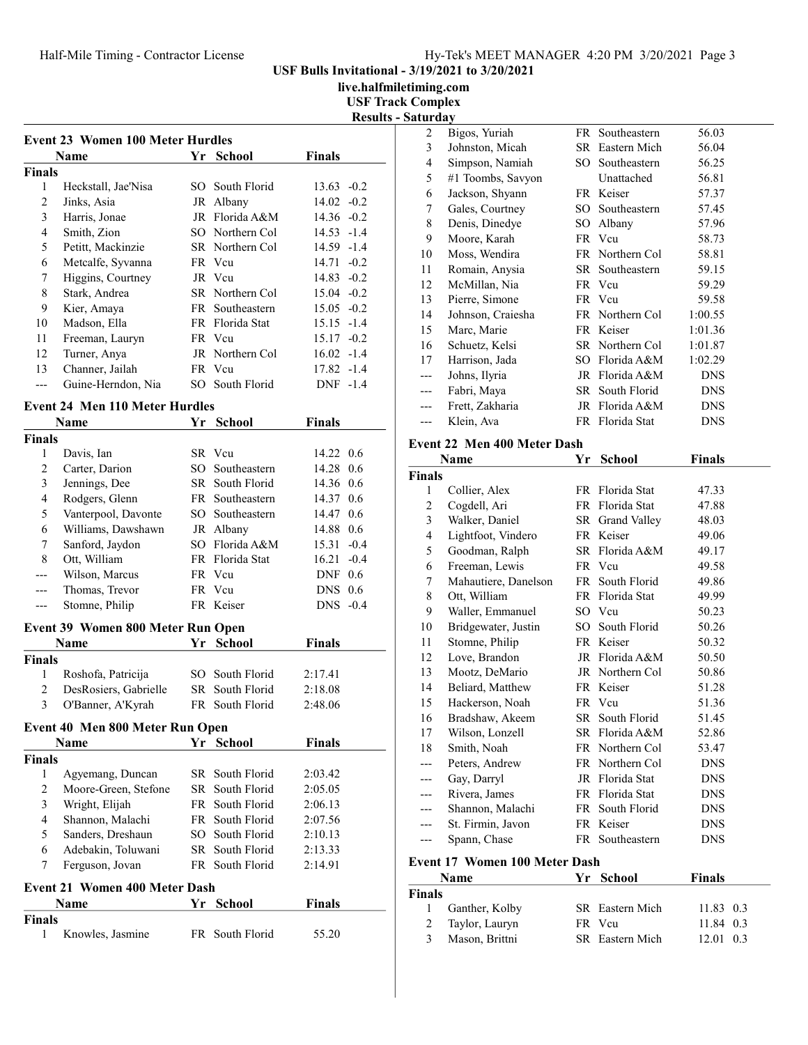USF Bulls Invitational - 3/19/2021 to 3/20/2021

live.halfmiletiming.com

USF Track Complex

Results - Saturday

### Event 23 Women 100 Meter Hurdles

| | Name | Yr | School | Finals | Wind |
|---|---|---|---|---|---|
| **Finals** | | | | | |
| 1 | Heckstall, Jae'Nisa | SO | South Florid | 13.63 | -0.2 |
| 2 | Jinks, Asia | JR | Albany | 14.02 | -0.2 |
| 3 | Harris, Jonae | JR | Florida A&M | 14.36 | -0.2 |
| 4 | Smith, Zion | SO | Northern Col | 14.53 | -1.4 |
| 5 | Petitt, Mackinzie | SR | Northern Col | 14.59 | -1.4 |
| 6 | Metcalfe, Syvanna | FR | Vcu | 14.71 | -0.2 |
| 7 | Higgins, Courtney | JR | Vcu | 14.83 | -0.2 |
| 8 | Stark, Andrea | SR | Northern Col | 15.04 | -0.2 |
| 9 | Kier, Amaya | FR | Southeastern | 15.05 | -0.2 |
| 10 | Madson, Ella | FR | Florida Stat | 15.15 | -1.4 |
| 11 | Freeman, Lauryn | FR | Vcu | 15.17 | -0.2 |
| 12 | Turner, Anya | JR | Northern Col | 16.02 | -1.4 |
| 13 | Channer, Jailah | FR | Vcu | 17.82 | -1.4 |
| --- | Guine-Herndon, Nia | SO | South Florid | DNF | -1.4 |

### Event 24 Men 110 Meter Hurdles

| | Name | Yr | School | Finals | Wind |
|---|---|---|---|---|---|
| **Finals** | | | | | |
| 1 | Davis, Ian | SR | Vcu | 14.22 | 0.6 |
| 2 | Carter, Darion | SO | Southeastern | 14.28 | 0.6 |
| 3 | Jennings, Dee | SR | South Florid | 14.36 | 0.6 |
| 4 | Rodgers, Glenn | FR | Southeastern | 14.37 | 0.6 |
| 5 | Vanterpool, Davonte | SO | Southeastern | 14.47 | 0.6 |
| 6 | Williams, Dawshawn | JR | Albany | 14.88 | 0.6 |
| 7 | Sanford, Jaydon | SO | Florida A&M | 15.31 | -0.4 |
| 8 | Ott, William | FR | Florida Stat | 16.21 | -0.4 |
| --- | Wilson, Marcus | FR | Vcu | DNF | 0.6 |
| --- | Thomas, Trevor | FR | Vcu | DNS | 0.6 |
| --- | Stomne, Philip | FR | Keiser | DNS | -0.4 |

### Event 39 Women 800 Meter Run Open

| | Name | Yr | School | Finals |
|---|---|---|---|---|
| **Finals** | | | | |
| 1 | Roshofa, Patricija | SO | South Florid | 2:17.41 |
| 2 | DesRosiers, Gabrielle | SR | South Florid | 2:18.08 |
| 3 | O'Banner, A'Kyrah | FR | South Florid | 2:48.06 |

### Event 40 Men 800 Meter Run Open

| | Name | Yr | School | Finals |
|---|---|---|---|---|
| **Finals** | | | | |
| 1 | Agyemang, Duncan | SR | South Florid | 2:03.42 |
| 2 | Moore-Green, Stefone | SR | South Florid | 2:05.05 |
| 3 | Wright, Elijah | FR | South Florid | 2:06.13 |
| 4 | Shannon, Malachi | FR | South Florid | 2:07.56 |
| 5 | Sanders, Dreshaun | SO | South Florid | 2:10.13 |
| 6 | Adebakin, Toluwani | SR | South Florid | 2:13.33 |
| 7 | Ferguson, Jovan | FR | South Florid | 2:14.91 |

### Event 21 Women 400 Meter Dash

| | Name | Yr | School | Finals |
|---|---|---|---|---|
| **Finals** | | | | |
| 1 | Knowles, Jasmine | FR | South Florid | 55.20 |
| 2 | Bigos, Yuriah | FR | Southeastern | 56.03 |
| 3 | Johnston, Micah | SR | Eastern Mich | 56.04 |
| 4 | Simpson, Namiah | SO | Southeastern | 56.25 |
| 5 | #1 Toombs, Savyon | | Unattached | 56.81 |
| 6 | Jackson, Shyann | FR | Keiser | 57.37 |
| 7 | Gales, Courtney | SO | Southeastern | 57.45 |
| 8 | Denis, Dinedye | SO | Albany | 57.96 |
| 9 | Moore, Karah | FR | Vcu | 58.73 |
| 10 | Moss, Wendira | FR | Northern Col | 58.81 |
| 11 | Romain, Anysia | SR | Southeastern | 59.15 |
| 12 | McMillan, Nia | FR | Vcu | 59.29 |
| 13 | Pierre, Simone | FR | Vcu | 59.58 |
| 14 | Johnson, Craiesha | FR | Northern Col | 1:00.55 |
| 15 | Marc, Marie | FR | Keiser | 1:01.36 |
| 16 | Schuetz, Kelsi | SR | Northern Col | 1:01.87 |
| 17 | Harrison, Jada | SO | Florida A&M | 1:02.29 |
| --- | Johns, Ilyria | JR | Florida A&M | DNS |
| --- | Fabri, Maya | SR | South Florid | DNS |
| --- | Frett, Zakharia | JR | Florida A&M | DNS |
| --- | Klein, Ava | FR | Florida Stat | DNS |

### Event 22 Men 400 Meter Dash

| | Name | Yr | School | Finals |
|---|---|---|---|---|
| **Finals** | | | | |
| 1 | Collier, Alex | FR | Florida Stat | 47.33 |
| 2 | Cogdell, Ari | FR | Florida Stat | 47.88 |
| 3 | Walker, Daniel | SR | Grand Valley | 48.03 |
| 4 | Lightfoot, Vindero | FR | Keiser | 49.06 |
| 5 | Goodman, Ralph | SR | Florida A&M | 49.17 |
| 6 | Freeman, Lewis | FR | Vcu | 49.58 |
| 7 | Mahautiere, Danelson | FR | South Florid | 49.86 |
| 8 | Ott, William | FR | Florida Stat | 49.99 |
| 9 | Waller, Emmanuel | SO | Vcu | 50.23 |
| 10 | Bridgewater, Justin | SO | South Florid | 50.26 |
| 11 | Stomne, Philip | FR | Keiser | 50.32 |
| 12 | Love, Brandon | JR | Florida A&M | 50.50 |
| 13 | Mootz, DeMario | JR | Northern Col | 50.86 |
| 14 | Beliard, Matthew | FR | Keiser | 51.28 |
| 15 | Hackerson, Noah | FR | Vcu | 51.36 |
| 16 | Bradshaw, Akeem | SR | South Florid | 51.45 |
| 17 | Wilson, Lonzell | SR | Florida A&M | 52.86 |
| 18 | Smith, Noah | FR | Northern Col | 53.47 |
| --- | Peters, Andrew | FR | Northern Col | DNS |
| --- | Gay, Darryl | JR | Florida Stat | DNS |
| --- | Rivera, James | FR | Florida Stat | DNS |
| --- | Shannon, Malachi | FR | South Florid | DNS |
| --- | St. Firmin, Javon | FR | Keiser | DNS |
| --- | Spann, Chase | FR | Southeastern | DNS |

### Event 17 Women 100 Meter Dash

| | Name | Yr | School | Finals | Wind |
|---|---|---|---|---|---|
| **Finals** | | | | | |
| 1 | Ganther, Kolby | SR | Eastern Mich | 11.83 | 0.3 |
| 2 | Taylor, Lauryn | FR | Vcu | 11.84 | 0.3 |
| 3 | Mason, Brittni | SR | Eastern Mich | 12.01 | 0.3 |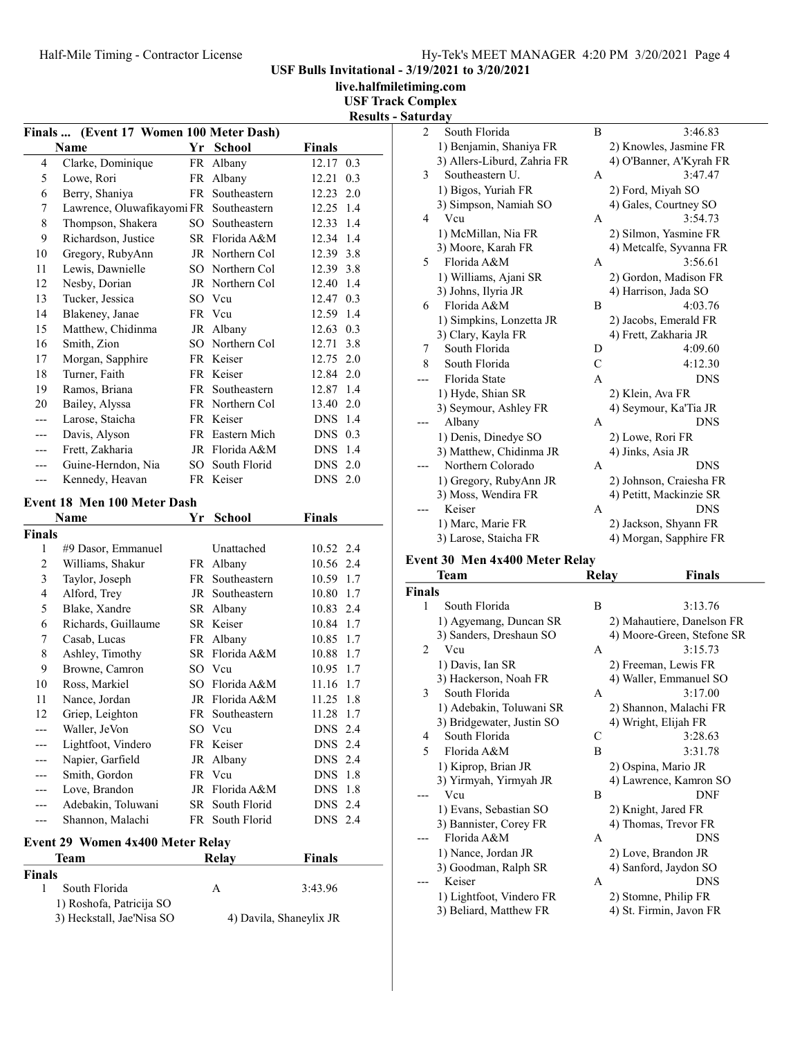USF Bulls Invitational - 3/19/2021 to 3/20/2021

live.halfmiletiming.com

USF Track Complex

Results - Saturday

## Finals ... (Event 17 Women 100 Meter Dash)

| | Name | Yr | School | Finals | |
|---|---|---|---|---|---|
| 4 | Clarke, Dominique | FR | Albany | 12.17 | 0.3 |
| 5 | Lowe, Rori | FR | Albany | 12.21 | 0.3 |
| 6 | Berry, Shaniya | FR | Southeastern | 12.23 | 2.0 |
| 7 | Lawrence, Oluwafikayomi | FR | Southeastern | 12.25 | 1.4 |
| 8 | Thompson, Shakera | SO | Southeastern | 12.33 | 1.4 |
| 9 | Richardson, Justice | SR | Florida A&M | 12.34 | 1.4 |
| 10 | Gregory, RubyAnn | JR | Northern Col | 12.39 | 3.8 |
| 11 | Lewis, Dawnielle | SO | Northern Col | 12.39 | 3.8 |
| 12 | Nesby, Dorian | JR | Northern Col | 12.40 | 1.4 |
| 13 | Tucker, Jessica | SO | Vcu | 12.47 | 0.3 |
| 14 | Blakeney, Janae | FR | Vcu | 12.59 | 1.4 |
| 15 | Matthew, Chidinma | JR | Albany | 12.63 | 0.3 |
| 16 | Smith, Zion | SO | Northern Col | 12.71 | 3.8 |
| 17 | Morgan, Sapphire | FR | Keiser | 12.75 | 2.0 |
| 18 | Turner, Faith | FR | Keiser | 12.84 | 2.0 |
| 19 | Ramos, Briana | FR | Southeastern | 12.87 | 1.4 |
| 20 | Bailey, Alyssa | FR | Northern Col | 13.40 | 2.0 |
| --- | Larose, Staicha | FR | Keiser | DNS | 1.4 |
| --- | Davis, Alyson | FR | Eastern Mich | DNS | 0.3 |
| --- | Frett, Zakharia | JR | Florida A&M | DNS | 1.4 |
| --- | Guine-Herndon, Nia | SO | South Florid | DNS | 2.0 |
| --- | Kennedy, Heavan | FR | Keiser | DNS | 2.0 |

## Event 18 Men 100 Meter Dash

| | Name | Yr | School | Finals | |
|---|---|---|---|---|---|
| **Finals** | | | | | |
| 1 | #9 Dasor, Emmanuel | | Unattached | 10.52 | 2.4 |
| 2 | Williams, Shakur | FR | Albany | 10.56 | 2.4 |
| 3 | Taylor, Joseph | FR | Southeastern | 10.59 | 1.7 |
| 4 | Alford, Trey | JR | Southeastern | 10.80 | 1.7 |
| 5 | Blake, Xandre | SR | Albany | 10.83 | 2.4 |
| 6 | Richards, Guillaume | SR | Keiser | 10.84 | 1.7 |
| 7 | Casab, Lucas | FR | Albany | 10.85 | 1.7 |
| 8 | Ashley, Timothy | SR | Florida A&M | 10.88 | 1.7 |
| 9 | Browne, Camron | SO | Vcu | 10.95 | 1.7 |
| 10 | Ross, Markiel | SO | Florida A&M | 11.16 | 1.7 |
| 11 | Nance, Jordan | JR | Florida A&M | 11.25 | 1.8 |
| 12 | Griep, Leighton | FR | Southeastern | 11.28 | 1.7 |
| --- | Waller, JeVon | SO | Vcu | DNS | 2.4 |
| --- | Lightfoot, Vindero | FR | Keiser | DNS | 2.4 |
| --- | Napier, Garfield | JR | Albany | DNS | 2.4 |
| --- | Smith, Gordon | FR | Vcu | DNS | 1.8 |
| --- | Love, Brandon | JR | Florida A&M | DNS | 1.8 |
| --- | Adebakin, Toluwani | SR | South Florid | DNS | 2.4 |
| --- | Shannon, Malachi | FR | South Florid | DNS | 2.4 |

## Event 29 Women 4x400 Meter Relay

| | Team | Relay | Finals |
|---|---|---|---|
| **Finals** | | | |
| 1 | South Florida | A | 3:43.96 |
| | 1) Roshofa, Patricija SO | | |
| | 3) Heckstall, Jae'Nisa SO | 4) Davila, Shaneylix JR | |
| 2 | South Florida | B | 3:46.83 |
| | 1) Benjamin, Shaniya FR | 2) Knowles, Jasmine FR | |
| | 3) Allers-Liburd, Zahria FR | 4) O'Banner, A'Kyrah FR | |
| 3 | Southeastern U. | A | 3:47.47 |
| | 1) Bigos, Yuriah FR | 2) Ford, Miyah SO | |
| | 3) Simpson, Namiah SO | 4) Gales, Courtney SO | |
| 4 | Vcu | A | 3:54.73 |
| | 1) McMillan, Nia FR | 2) Silmon, Yasmine FR | |
| | 3) Moore, Karah FR | 4) Metcalfe, Syvanna FR | |
| 5 | Florida A&M | A | 3:56.61 |
| | 1) Williams, Ajani SR | 2) Gordon, Madison FR | |
| | 3) Johns, Ilyria JR | 4) Harrison, Jada SO | |
| 6 | Florida A&M | B | 4:03.76 |
| | 1) Simpkins, Lonzetta JR | 2) Jacobs, Emerald FR | |
| | 3) Clary, Kayla FR | 4) Frett, Zakharia JR | |
| 7 | South Florida | D | 4:09.60 |
| 8 | South Florida | C | 4:12.30 |
| --- | Florida State | A | DNS |
| | 1) Hyde, Shian SR | 2) Klein, Ava FR | |
| | 3) Seymour, Ashley FR | 4) Seymour, Ka'Tia JR | |
| --- | Albany | A | DNS |
| | 1) Denis, Dinedye SO | 2) Lowe, Rori FR | |
| | 3) Matthew, Chidinma JR | 4) Jinks, Asia JR | |
| --- | Northern Colorado | A | DNS |
| | 1) Gregory, RubyAnn JR | 2) Johnson, Craiesha FR | |
| | 3) Moss, Wendira FR | 4) Petitt, Mackinzie SR | |
| --- | Keiser | A | DNS |
| | 1) Marc, Marie FR | 2) Jackson, Shyann FR | |
| | 3) Larose, Staicha FR | 4) Morgan, Sapphire FR | |

## Event 30 Men 4x400 Meter Relay

| | Team | Relay | Finals |
|---|---|---|---|
| **Finals** | | | |
| 1 | South Florida | B | 3:13.76 |
| | 1) Agyemang, Duncan SR | 2) Mahautiere, Danelson FR | |
| | 3) Sanders, Dreshaun SO | 4) Moore-Green, Stefone SR | |
| 2 | Vcu | A | 3:15.73 |
| | 1) Davis, Ian SR | 2) Freeman, Lewis FR | |
| | 3) Hackerson, Noah FR | 4) Waller, Emmanuel SO | |
| 3 | South Florida | A | 3:17.00 |
| | 1) Adebakin, Toluwani SR | 2) Shannon, Malachi FR | |
| | 3) Bridgewater, Justin SO | 4) Wright, Elijah FR | |
| 4 | South Florida | C | 3:28.63 |
| 5 | Florida A&M | B | 3:31.78 |
| | 1) Kiprop, Brian JR | 2) Ospina, Mario JR | |
| | 3) Yirmyah, Yirmyah JR | 4) Lawrence, Kamron SO | |
| --- | Vcu | B | DNF |
| | 1) Evans, Sebastian SO | 2) Knight, Jared FR | |
| | 3) Bannister, Corey FR | 4) Thomas, Trevor FR | |
| --- | Florida A&M | A | DNS |
| | 1) Nance, Jordan JR | 2) Love, Brandon JR | |
| | 3) Goodman, Ralph SR | 4) Sanford, Jaydon SO | |
| --- | Keiser | A | DNS |
| | 1) Lightfoot, Vindero FR | 2) Stomne, Philip FR | |
| | 3) Beliard, Matthew FR | 4) St. Firmin, Javon FR | |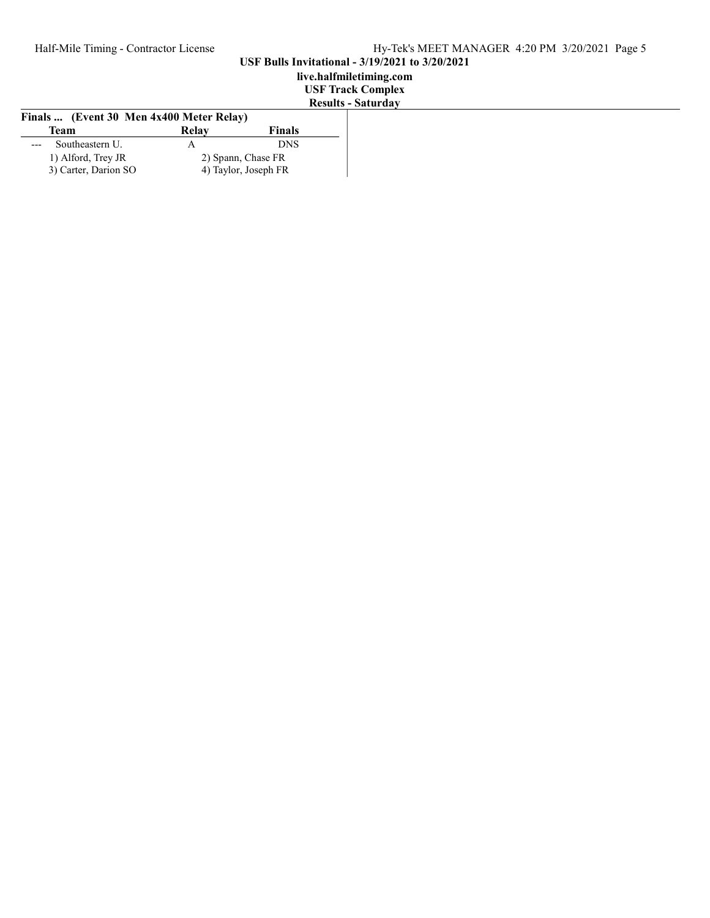**Finals ... (Event 30 Men 4x400 Meter Relay)**

| | Team | Relay | Finals |
|---|---|---|---|
| --- | Southeastern U. | A | DNS |
| | 1) Alford, Trey JR | 2) Spann, Chase FR | |
| | 3) Carter, Darion SO | 4) Taylor, Joseph FR | |